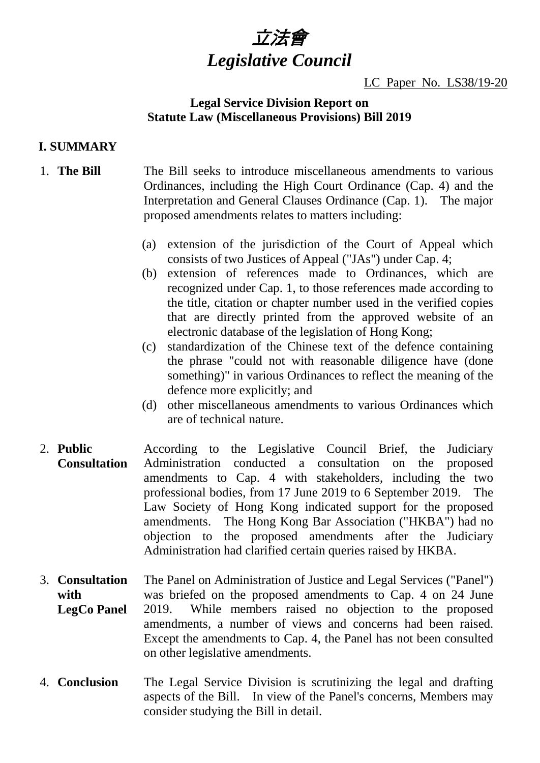# 立法會
# *Legislative Council*

LC Paper No. LS38/19-20

**Legal Service Division Report on Statute Law (Miscellaneous Provisions) Bill 2019**

## I. SUMMARY

1. **The Bill** The Bill seeks to introduce miscellaneous amendments to various Ordinances, including the High Court Ordinance (Cap. 4) and the Interpretation and General Clauses Ordinance (Cap. 1). The major proposed amendments relates to matters including:

   (a) extension of the jurisdiction of the Court of Appeal which consists of two Justices of Appeal ("JAs") under Cap. 4;

   (b) extension of references made to Ordinances, which are recognized under Cap. 1, to those references made according to the title, citation or chapter number used in the verified copies that are directly printed from the approved website of an electronic database of the legislation of Hong Kong;

   (c) standardization of the Chinese text of the defence containing the phrase "could not with reasonable diligence have (done something)" in various Ordinances to reflect the meaning of the defence more explicitly; and

   (d) other miscellaneous amendments to various Ordinances which are of technical nature.

2. **Public Consultation** According to the Legislative Council Brief, the Judiciary Administration conducted a consultation on the proposed amendments to Cap. 4 with stakeholders, including the two professional bodies, from 17 June 2019 to 6 September 2019. The Law Society of Hong Kong indicated support for the proposed amendments. The Hong Kong Bar Association ("HKBA") had no objection to the proposed amendments after the Judiciary Administration had clarified certain queries raised by HKBA.

3. **Consultation with LegCo Panel** The Panel on Administration of Justice and Legal Services ("Panel") was briefed on the proposed amendments to Cap. 4 on 24 June 2019. While members raised no objection to the proposed amendments, a number of views and concerns had been raised. Except the amendments to Cap. 4, the Panel has not been consulted on other legislative amendments.

4. **Conclusion** The Legal Service Division is scrutinizing the legal and drafting aspects of the Bill. In view of the Panel's concerns, Members may consider studying the Bill in detail.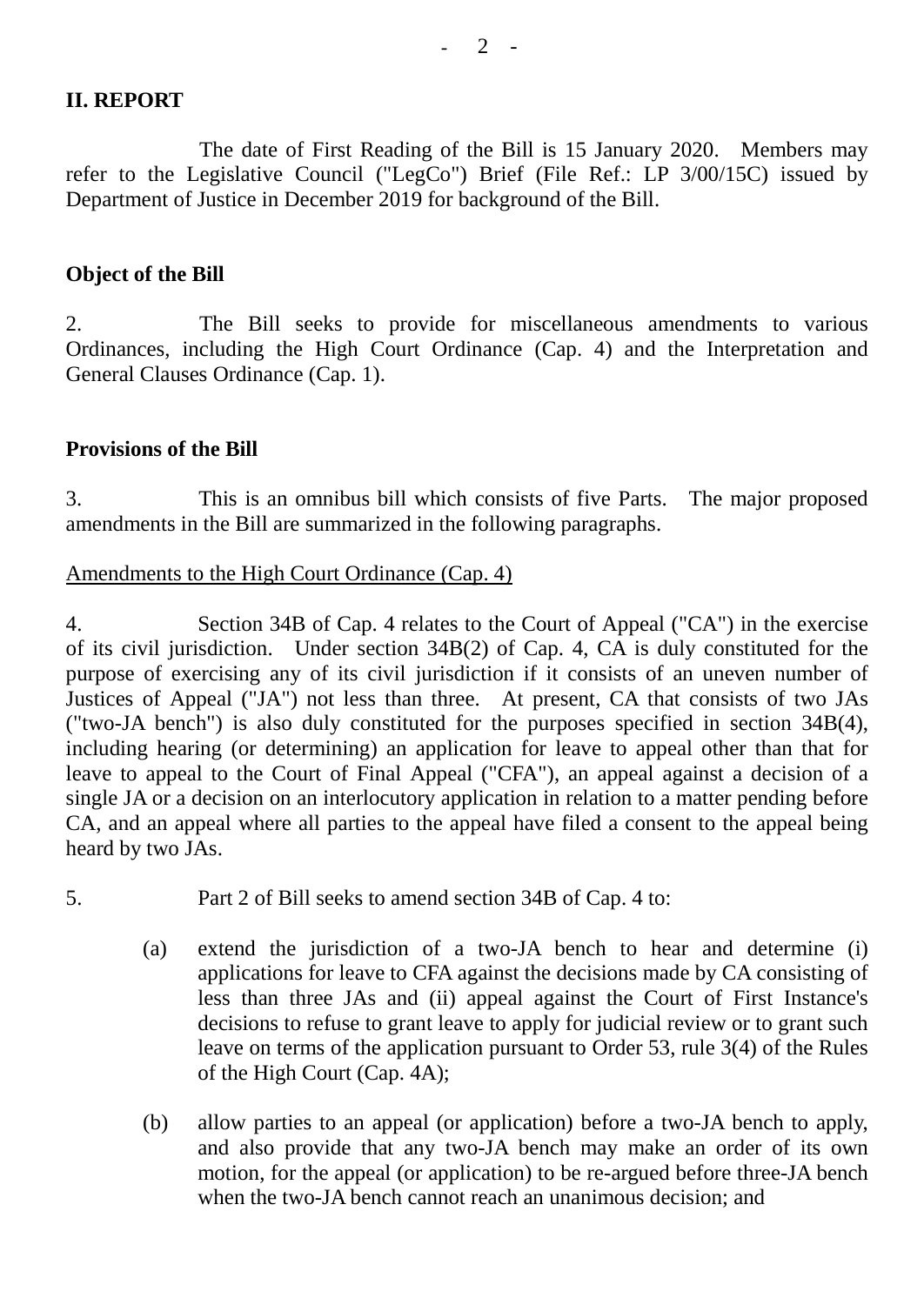## II. REPORT

The date of First Reading of the Bill is 15 January 2020. Members may refer to the Legislative Council ("LegCo") Brief (File Ref.: LP 3/00/15C) issued by Department of Justice in December 2019 for background of the Bill.

### Object of the Bill

2. The Bill seeks to provide for miscellaneous amendments to various Ordinances, including the High Court Ordinance (Cap. 4) and the Interpretation and General Clauses Ordinance (Cap. 1).

### Provisions of the Bill

3. This is an omnibus bill which consists of five Parts. The major proposed amendments in the Bill are summarized in the following paragraphs.

<u>Amendments to the High Court Ordinance (Cap. 4)</u>

4. Section 34B of Cap. 4 relates to the Court of Appeal ("CA") in the exercise of its civil jurisdiction. Under section 34B(2) of Cap. 4, CA is duly constituted for the purpose of exercising any of its civil jurisdiction if it consists of an uneven number of Justices of Appeal ("JA") not less than three. At present, CA that consists of two JAs ("two-JA bench") is also duly constituted for the purposes specified in section 34B(4), including hearing (or determining) an application for leave to appeal other than that for leave to appeal to the Court of Final Appeal ("CFA"), an appeal against a decision of a single JA or a decision on an interlocutory application in relation to a matter pending before CA, and an appeal where all parties to the appeal have filed a consent to the appeal being heard by two JAs.

5. Part 2 of Bill seeks to amend section 34B of Cap. 4 to:

(a) extend the jurisdiction of a two-JA bench to hear and determine (i) applications for leave to CFA against the decisions made by CA consisting of less than three JAs and (ii) appeal against the Court of First Instance's decisions to refuse to grant leave to apply for judicial review or to grant such leave on terms of the application pursuant to Order 53, rule 3(4) of the Rules of the High Court (Cap. 4A);

(b) allow parties to an appeal (or application) before a two-JA bench to apply, and also provide that any two-JA bench may make an order of its own motion, for the appeal (or application) to be re-argued before three-JA bench when the two-JA bench cannot reach an unanimous decision; and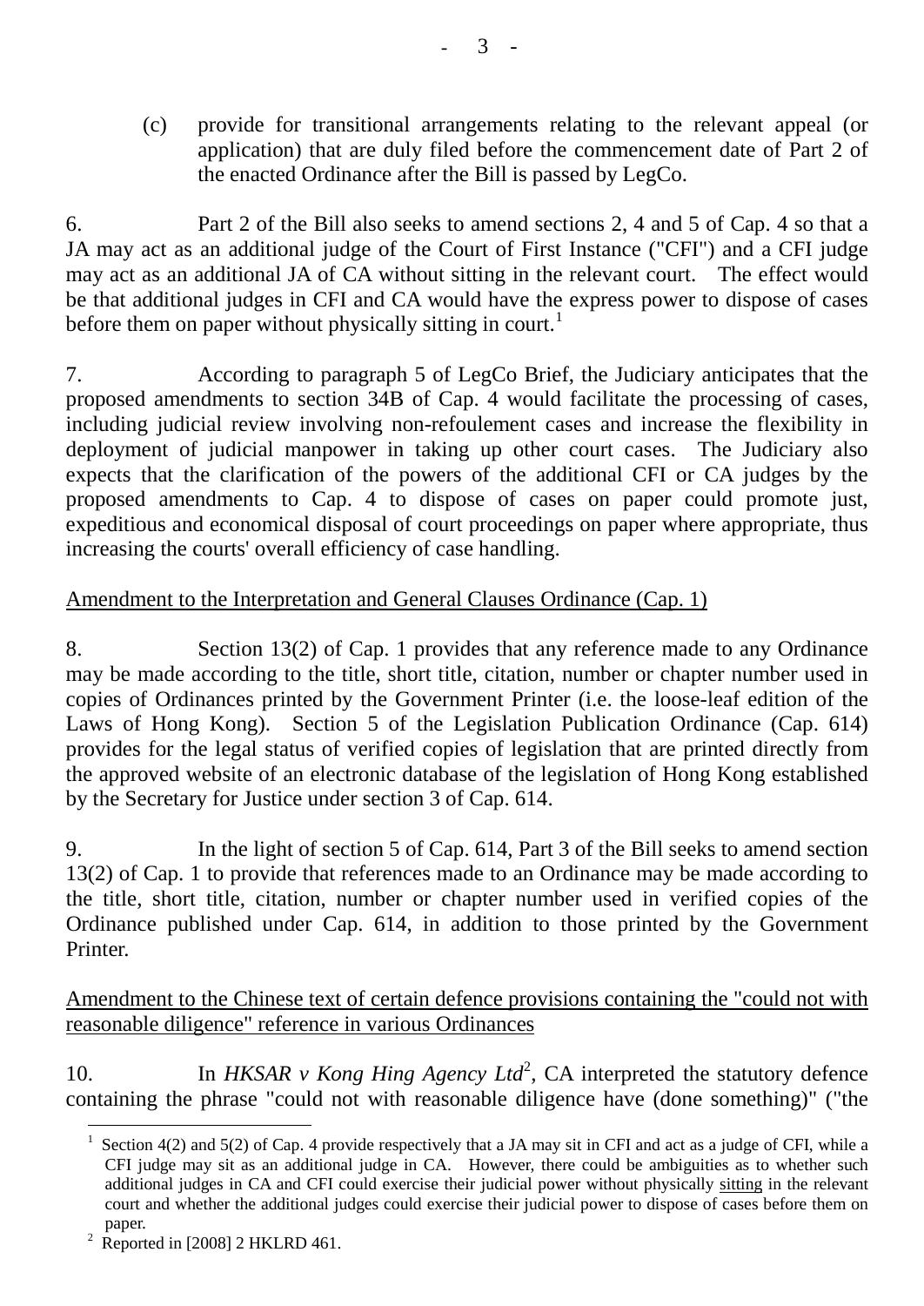(c) provide for transitional arrangements relating to the relevant appeal (or application) that are duly filed before the commencement date of Part 2 of the enacted Ordinance after the Bill is passed by LegCo.

6. Part 2 of the Bill also seeks to amend sections 2, 4 and 5 of Cap. 4 so that a JA may act as an additional judge of the Court of First Instance ("CFI") and a CFI judge may act as an additional JA of CA without sitting in the relevant court. The effect would be that additional judges in CFI and CA would have the express power to dispose of cases before them on paper without physically sitting in court.[1]

7. According to paragraph 5 of LegCo Brief, the Judiciary anticipates that the proposed amendments to section 34B of Cap. 4 would facilitate the processing of cases, including judicial review involving non-refoulement cases and increase the flexibility in deployment of judicial manpower in taking up other court cases. The Judiciary also expects that the clarification of the powers of the additional CFI or CA judges by the proposed amendments to Cap. 4 to dispose of cases on paper could promote just, expeditious and economical disposal of court proceedings on paper where appropriate, thus increasing the courts' overall efficiency of case handling.

<u>Amendment to the Interpretation and General Clauses Ordinance (Cap. 1)</u>

8. Section 13(2) of Cap. 1 provides that any reference made to any Ordinance may be made according to the title, short title, citation, number or chapter number used in copies of Ordinances printed by the Government Printer (i.e. the loose-leaf edition of the Laws of Hong Kong). Section 5 of the Legislation Publication Ordinance (Cap. 614) provides for the legal status of verified copies of legislation that are printed directly from the approved website of an electronic database of the legislation of Hong Kong established by the Secretary for Justice under section 3 of Cap. 614.

9. In the light of section 5 of Cap. 614, Part 3 of the Bill seeks to amend section 13(2) of Cap. 1 to provide that references made to an Ordinance may be made according to the title, short title, citation, number or chapter number used in verified copies of the Ordinance published under Cap. 614, in addition to those printed by the Government Printer.

<u>Amendment to the Chinese text of certain defence provisions containing the "could not with reasonable diligence" reference in various Ordinances</u>

10. In *HKSAR v Kong Hing Agency Ltd*[2], CA interpreted the statutory defence containing the phrase "could not with reasonable diligence have (done something)" ("the

---

[1] Section 4(2) and 5(2) of Cap. 4 provide respectively that a JA may sit in CFI and act as a judge of CFI, while a CFI judge may sit as an additional judge in CA. However, there could be ambiguities as to whether such additional judges in CA and CFI could exercise their judicial power without physically <u>sitting</u> in the relevant court and whether the additional judges could exercise their judicial power to dispose of cases before them on paper.

[2] Reported in [2008] 2 HKLRD 461.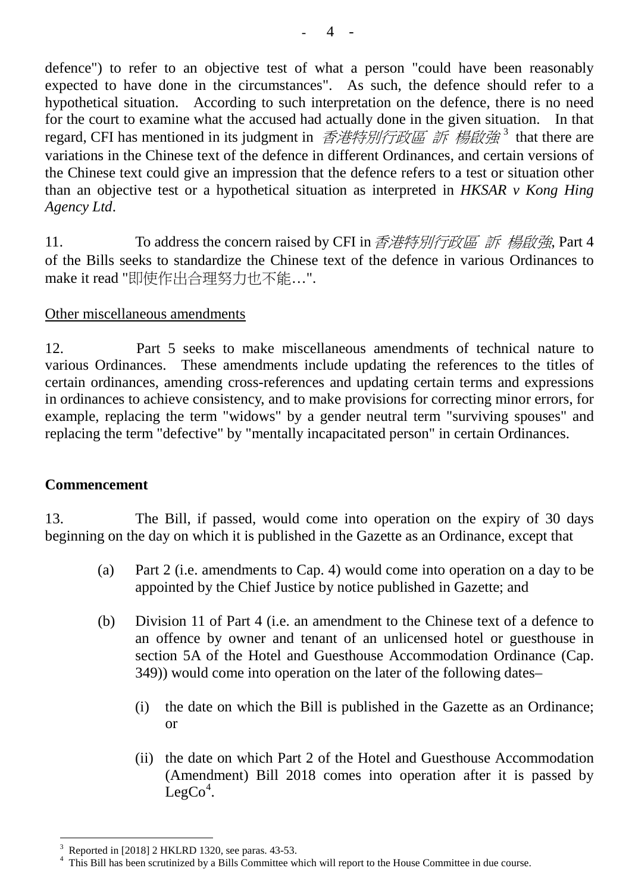defence") to refer to an objective test of what a person "could have been reasonably expected to have done in the circumstances". As such, the defence should refer to a hypothetical situation. According to such interpretation on the defence, there is no need for the court to examine what the accused had actually done in the given situation. In that regard, CFI has mentioned in its judgment in *香港特別行政區 訴 楊啟強*[3] that there are variations in the Chinese text of the defence in different Ordinances, and certain versions of the Chinese text could give an impression that the defence refers to a test or situation other than an objective test or a hypothetical situation as interpreted in *HKSAR v Kong Hing Agency Ltd*.

11. To address the concern raised by CFI in *香港特別行政區 訴 楊啟強*, Part 4 of the Bills seeks to standardize the Chinese text of the defence in various Ordinances to make it read "即使作出合理努力也不能…".

<u>Other miscellaneous amendments</u>

12. Part 5 seeks to make miscellaneous amendments of technical nature to various Ordinances. These amendments include updating the references to the titles of certain ordinances, amending cross-references and updating certain terms and expressions in ordinances to achieve consistency, and to make provisions for correcting minor errors, for example, replacing the term "widows" by a gender neutral term "surviving spouses" and replacing the term "defective" by "mentally incapacitated person" in certain Ordinances.

**Commencement**

13. The Bill, if passed, would come into operation on the expiry of 30 days beginning on the day on which it is published in the Gazette as an Ordinance, except that

(a) Part 2 (i.e. amendments to Cap. 4) would come into operation on a day to be appointed by the Chief Justice by notice published in Gazette; and

(b) Division 11 of Part 4 (i.e. an amendment to the Chinese text of a defence to an offence by owner and tenant of an unlicensed hotel or guesthouse in section 5A of the Hotel and Guesthouse Accommodation Ordinance (Cap. 349)) would come into operation on the later of the following dates–

  (i) the date on which the Bill is published in the Gazette as an Ordinance; or

  (ii) the date on which Part 2 of the Hotel and Guesthouse Accommodation (Amendment) Bill 2018 comes into operation after it is passed by LegCo[4].

---

[3] Reported in [2018] 2 HKLRD 1320, see paras. 43-53.

[4] This Bill has been scrutinized by a Bills Committee which will report to the House Committee in due course.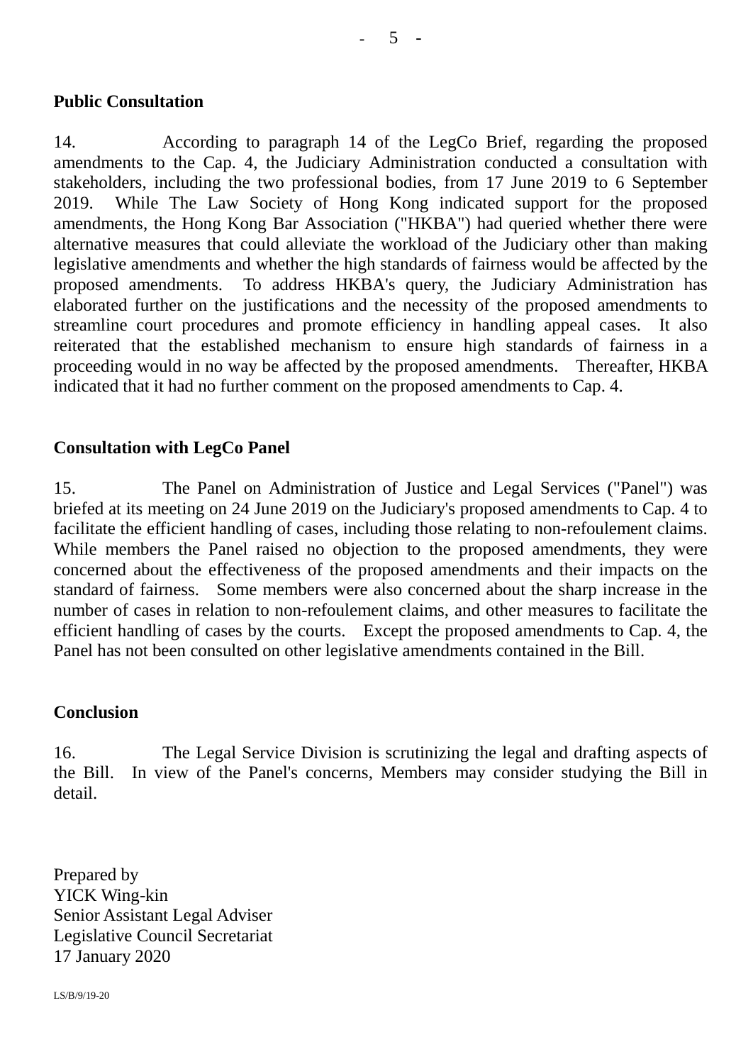**Public Consultation**

14. According to paragraph 14 of the LegCo Brief, regarding the proposed amendments to the Cap. 4, the Judiciary Administration conducted a consultation with stakeholders, including the two professional bodies, from 17 June 2019 to 6 September 2019. While The Law Society of Hong Kong indicated support for the proposed amendments, the Hong Kong Bar Association ("HKBA") had queried whether there were alternative measures that could alleviate the workload of the Judiciary other than making legislative amendments and whether the high standards of fairness would be affected by the proposed amendments. To address HKBA's query, the Judiciary Administration has elaborated further on the justifications and the necessity of the proposed amendments to streamline court procedures and promote efficiency in handling appeal cases. It also reiterated that the established mechanism to ensure high standards of fairness in a proceeding would in no way be affected by the proposed amendments. Thereafter, HKBA indicated that it had no further comment on the proposed amendments to Cap. 4.

**Consultation with LegCo Panel**

15. The Panel on Administration of Justice and Legal Services ("Panel") was briefed at its meeting on 24 June 2019 on the Judiciary's proposed amendments to Cap. 4 to facilitate the efficient handling of cases, including those relating to non-refoulement claims. While members the Panel raised no objection to the proposed amendments, they were concerned about the effectiveness of the proposed amendments and their impacts on the standard of fairness. Some members were also concerned about the sharp increase in the number of cases in relation to non-refoulement claims, and other measures to facilitate the efficient handling of cases by the courts. Except the proposed amendments to Cap. 4, the Panel has not been consulted on other legislative amendments contained in the Bill.

**Conclusion**

16. The Legal Service Division is scrutinizing the legal and drafting aspects of the Bill. In view of the Panel's concerns, Members may consider studying the Bill in detail.

Prepared by
YICK Wing-kin
Senior Assistant Legal Adviser
Legislative Council Secretariat
17 January 2020

LS/B/9/19-20